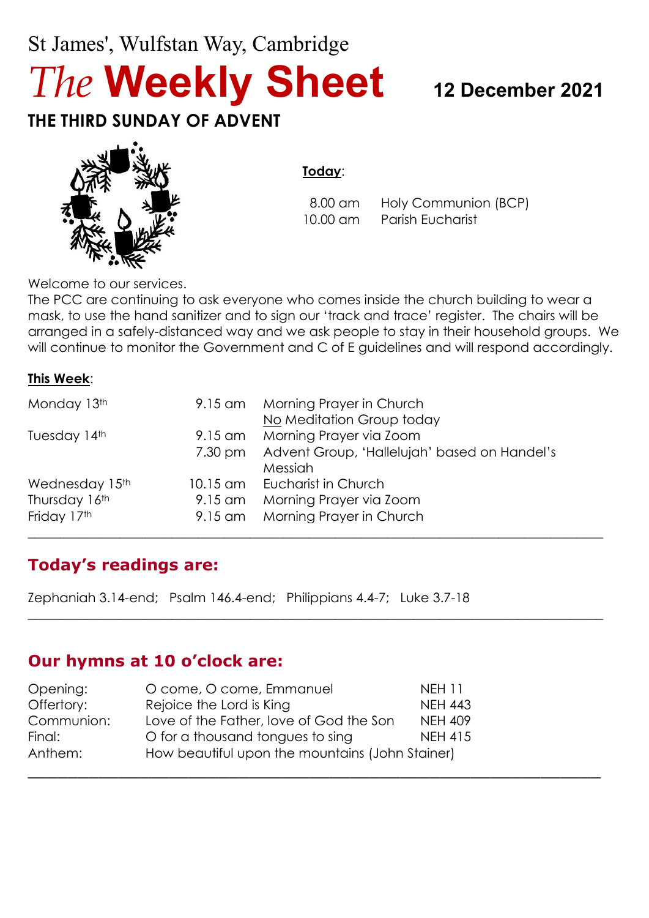St James', Wulfstan Way, Cambridge

# *The* **Weekly Sheet**

**12 December 2021**

## THE THIRD SUNDAY OF ADVENT

**Today**:

| | |
|---|---|
| 8.00 am | Holy Communion (BCP) |
| 10.00 am | Parish Eucharist |

Welcome to our services.

The PCC are continuing to ask everyone who comes inside the church building to wear a mask, to use the hand sanitizer and to sign our 'track and trace' register. The chairs will be arranged in a safely-distanced way and we ask people to stay in their household groups. We will continue to monitor the Government and C of E guidelines and will respond accordingly.

**This Week**:

| | | |
|---|---|---|
| Monday 13th | 9.15 am | Morning Prayer in Church |
| | | No Meditation Group today |
| Tuesday 14th | 9.15 am | Morning Prayer via Zoom |
| | 7.30 pm | Advent Group, 'Hallelujah' based on Handel's Messiah |
| Wednesday 15th | 10.15 am | Eucharist in Church |
| Thursday 16th | 9.15 am | Morning Prayer via Zoom |
| Friday 17th | 9.15 am | Morning Prayer in Church |

---

## Today's readings are:

Zephaniah 3.14-end; Psalm 146.4-end; Philippians 4.4-7; Luke 3.7-18

---

## Our hymns at 10 o'clock are:

| | | |
|---|---|---|
| Opening: | O come, O come, Emmanuel | NEH 11 |
| Offertory: | Rejoice the Lord is King | NEH 443 |
| Communion: | Love of the Father, love of God the Son | NEH 409 |
| Final: | O for a thousand tongues to sing | NEH 415 |
| Anthem: | How beautiful upon the mountains (John Stainer) | |

---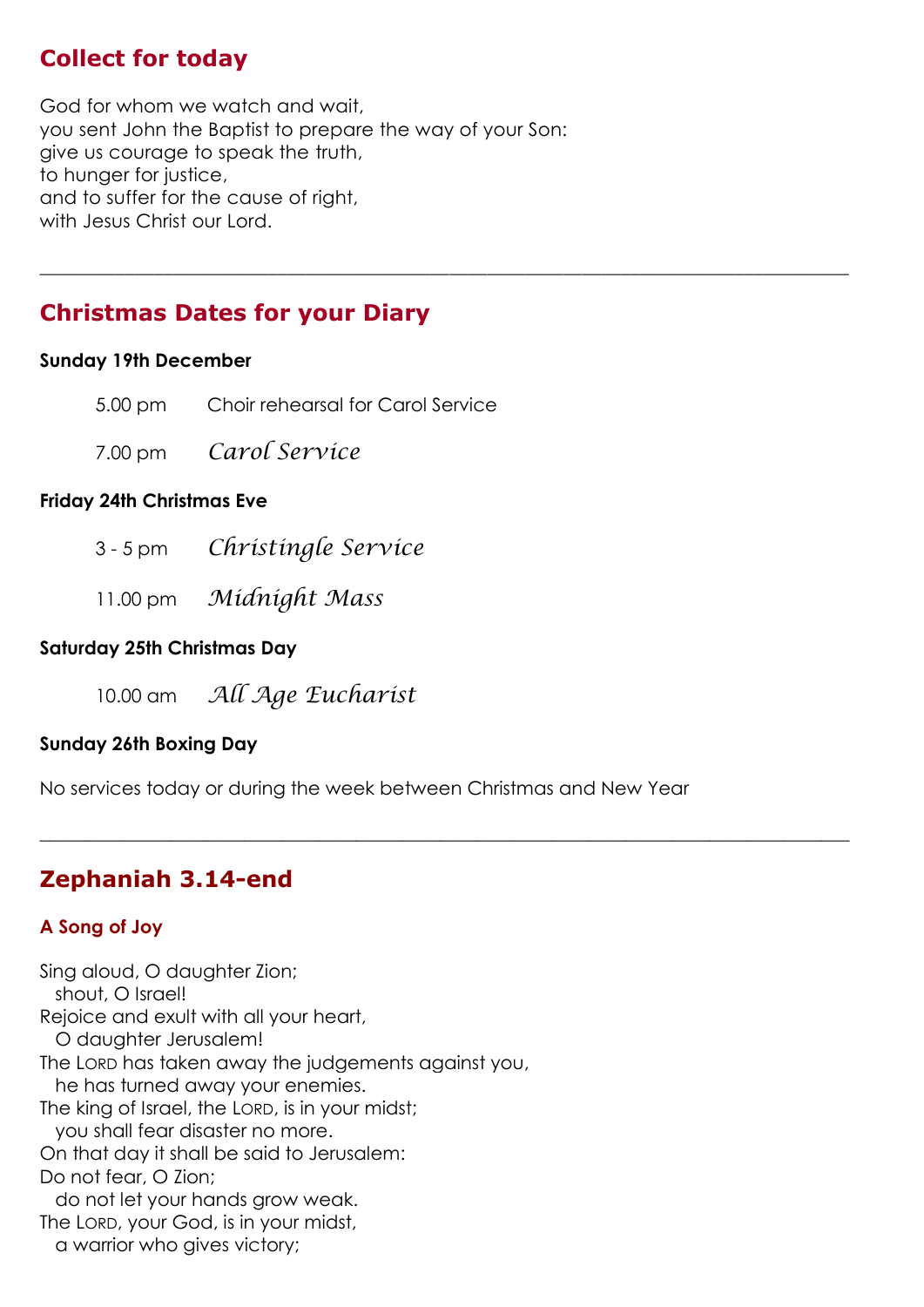## Collect for today

God for whom we watch and wait,
you sent John the Baptist to prepare the way of your Son:
give us courage to speak the truth,
to hunger for justice,
and to suffer for the cause of right,
with Jesus Christ our Lord.

---

## Christmas Dates for your Diary

**Sunday 19th December**

5.00 pm Choir rehearsal for Carol Service

7.00 pm *Carol Service*

**Friday 24th Christmas Eve**

3 - 5 pm *Christingle Service*

11.00 pm *Midnight Mass*

**Saturday 25th Christmas Day**

10.00 am *All Age Eucharist*

**Sunday 26th Boxing Day**

No services today or during the week between Christmas and New Year

---

## Zephaniah 3.14-end

### A Song of Joy

Sing aloud, O daughter Zion;
  shout, O Israel!
Rejoice and exult with all your heart,
  O daughter Jerusalem!
The LORD has taken away the judgements against you,
  he has turned away your enemies.
The king of Israel, the LORD, is in your midst;
  you shall fear disaster no more.
On that day it shall be said to Jerusalem:
Do not fear, O Zion;
  do not let your hands grow weak.
The LORD, your God, is in your midst,
  a warrior who gives victory;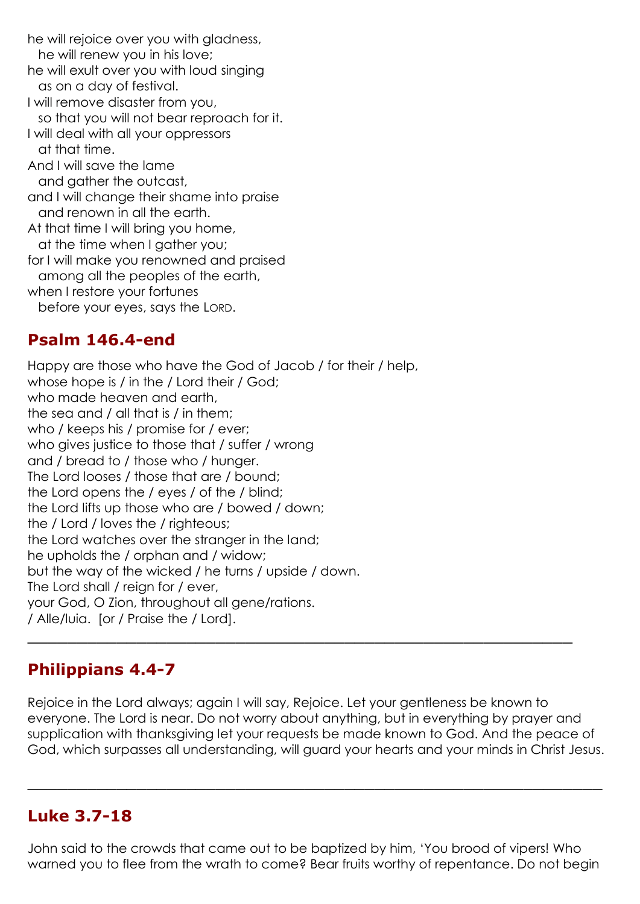he will rejoice over you with gladness,
  he will renew you in his love;
he will exult over you with loud singing
  as on a day of festival.
I will remove disaster from you,
  so that you will not bear reproach for it.
I will deal with all your oppressors
  at that time.
And I will save the lame
  and gather the outcast,
and I will change their shame into praise
  and renown in all the earth.
At that time I will bring you home,
  at the time when I gather you;
for I will make you renowned and praised
  among all the peoples of the earth,
when I restore your fortunes
  before your eyes, says the LORD.

## Psalm 146.4-end

Happy are those who have the God of Jacob / for their / help,
whose hope is / in the / Lord their / God;
who made heaven and earth,
the sea and / all that is / in them;
who / keeps his / promise for / ever;
who gives justice to those that / suffer / wrong
and / bread to / those who / hunger.
The Lord looses / those that are / bound;
the Lord opens the / eyes / of the / blind;
the Lord lifts up those who are / bowed / down;
the / Lord / loves the / righteous;
the Lord watches over the stranger in the land;
he upholds the / orphan and / widow;
but the way of the wicked / he turns / upside / down.
The Lord shall / reign for / ever,
your God, O Zion, throughout all gene/rations.
/ Alle/luia.  [or / Praise the / Lord].

---

## Philippians 4.4-7

Rejoice in the Lord always; again I will say, Rejoice. Let your gentleness be known to everyone. The Lord is near. Do not worry about anything, but in everything by prayer and supplication with thanksgiving let your requests be made known to God. And the peace of God, which surpasses all understanding, will guard your hearts and your minds in Christ Jesus.

---

## Luke 3.7-18

John said to the crowds that came out to be baptized by him, 'You brood of vipers! Who warned you to flee from the wrath to come? Bear fruits worthy of repentance. Do not begin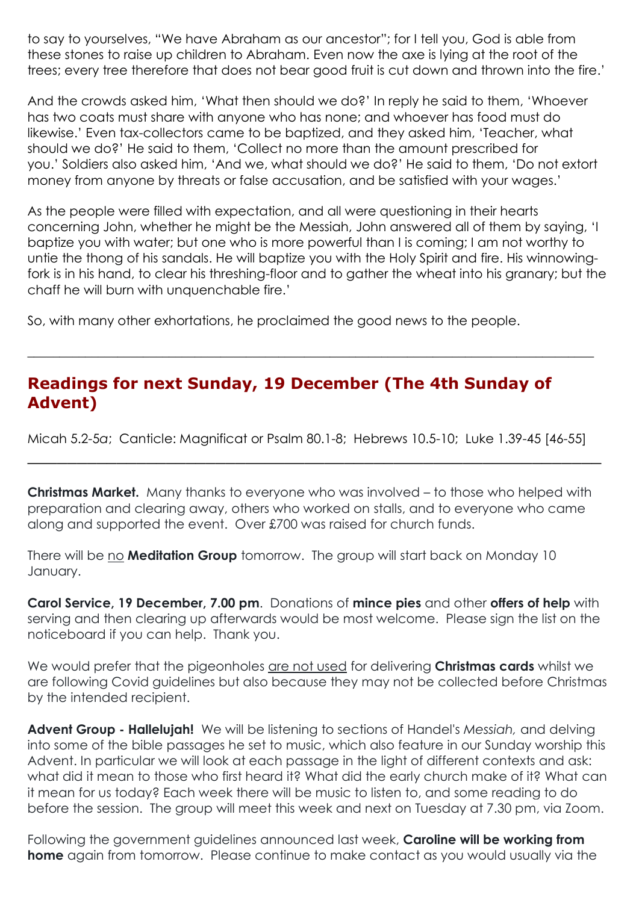to say to yourselves, "We have Abraham as our ancestor"; for I tell you, God is able from these stones to raise up children to Abraham. Even now the axe is lying at the root of the trees; every tree therefore that does not bear good fruit is cut down and thrown into the fire.'

And the crowds asked him, 'What then should we do?' In reply he said to them, 'Whoever has two coats must share with anyone who has none; and whoever has food must do likewise.' Even tax-collectors came to be baptized, and they asked him, 'Teacher, what should we do?' He said to them, 'Collect no more than the amount prescribed for you.' Soldiers also asked him, 'And we, what should we do?' He said to them, 'Do not extort money from anyone by threats or false accusation, and be satisfied with your wages.'

As the people were filled with expectation, and all were questioning in their hearts concerning John, whether he might be the Messiah, John answered all of them by saying, 'I baptize you with water; but one who is more powerful than I is coming; I am not worthy to untie the thong of his sandals. He will baptize you with the Holy Spirit and fire. His winnowing-fork is in his hand, to clear his threshing-floor and to gather the wheat into his granary; but the chaff he will burn with unquenchable fire.'

So, with many other exhortations, he proclaimed the good news to the people.

---

## Readings for next Sunday, 19 December (The 4th Sunday of Advent)

Micah 5.2-5*a*; Canticle: Magnificat or Psalm 80.1-8; Hebrews 10.5-10; Luke 1.39-45 [46-55]

---

**Christmas Market.** Many thanks to everyone who was involved – to those who helped with preparation and clearing away, others who worked on stalls, and to everyone who came along and supported the event. Over £700 was raised for church funds.

There will be <u>no</u> **Meditation Group** tomorrow. The group will start back on Monday 10 January.

**Carol Service, 19 December, 7.00 pm**. Donations of **mince pies** and other **offers of help** with serving and then clearing up afterwards would be most welcome. Please sign the list on the noticeboard if you can help. Thank you.

We would prefer that the pigeonholes <u>are not used</u> for delivering **Christmas cards** whilst we are following Covid guidelines but also because they may not be collected before Christmas by the intended recipient.

**Advent Group - Hallelujah!** We will be listening to sections of Handel's *Messiah,* and delving into some of the bible passages he set to music, which also feature in our Sunday worship this Advent. In particular we will look at each passage in the light of different contexts and ask: what did it mean to those who first heard it? What did the early church make of it? What can it mean for us today? Each week there will be music to listen to, and some reading to do before the session. The group will meet this week and next on Tuesday at 7.30 pm, via Zoom.

Following the government guidelines announced last week, **Caroline will be working from home** again from tomorrow. Please continue to make contact as you would usually via the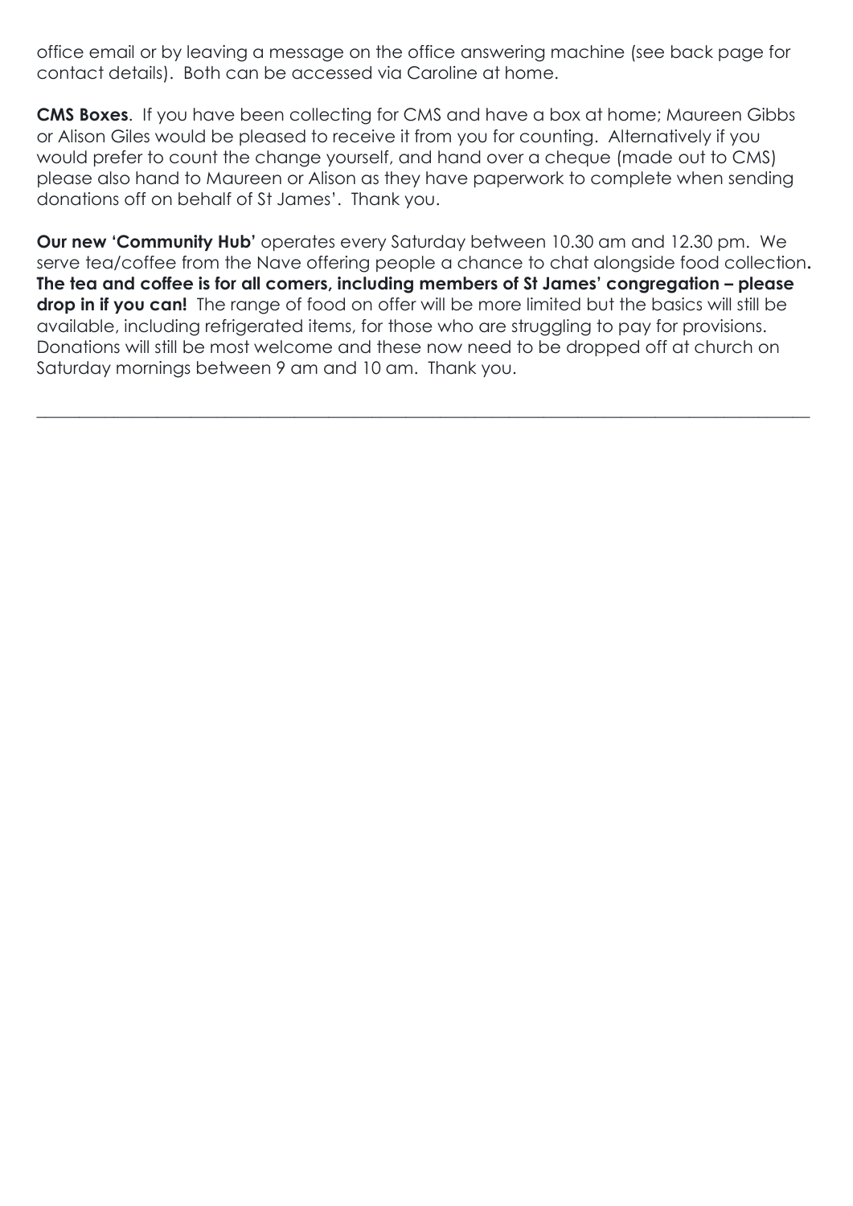office email or by leaving a message on the office answering machine (see back page for contact details). Both can be accessed via Caroline at home.

**CMS Boxes**. If you have been collecting for CMS and have a box at home; Maureen Gibbs or Alison Giles would be pleased to receive it from you for counting. Alternatively if you would prefer to count the change yourself, and hand over a cheque (made out to CMS) please also hand to Maureen or Alison as they have paperwork to complete when sending donations off on behalf of St James'. Thank you.

**Our new 'Community Hub'** operates every Saturday between 10.30 am and 12.30 pm. We serve tea/coffee from the Nave offering people a chance to chat alongside food collection. **The tea and coffee is for all comers, including members of St James' congregation – please drop in if you can!** The range of food on offer will be more limited but the basics will still be available, including refrigerated items, for those who are struggling to pay for provisions. Donations will still be most welcome and these now need to be dropped off at church on Saturday mornings between 9 am and 10 am. Thank you.

---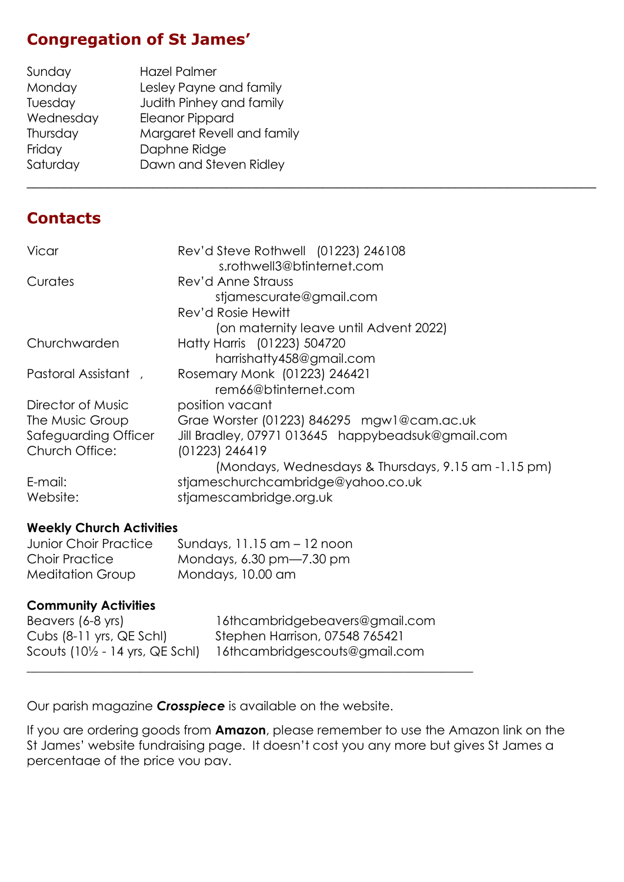## Congregation of St James'

| | |
|---|---|
| Sunday | Hazel Palmer |
| Monday | Lesley Payne and family |
| Tuesday | Judith Pinhey and family |
| Wednesday | Eleanor Pippard |
| Thursday | Margaret Revell and family |
| Friday | Daphne Ridge |
| Saturday | Dawn and Steven Ridley |

---

## Contacts

| | |
|---|---|
| Vicar | Rev'd Steve Rothwell (01223) 246108<br>s.rothwell3@btinternet.com |
| Curates | Rev'd Anne Strauss<br>stjamescurate@gmail.com<br>Rev'd Rosie Hewitt<br>(on maternity leave until Advent 2022) |
| Churchwarden | Hatty Harris (01223) 504720<br>harrishatty458@gmail.com |
| Pastoral Assistant , | Rosemary Monk (01223) 246421<br>rem66@btinternet.com |
| Director of Music | position vacant |
| The Music Group | Grae Worster (01223) 846295 mgw1@cam.ac.uk |
| Safeguarding Officer | Jill Bradley, 07971 013645 happybeadsuk@gmail.com |
| Church Office: | (01223) 246419<br>(Mondays, Wednesdays & Thursdays, 9.15 am -1.15 pm) |
| E-mail: | stjameschurchcambridge@yahoo.co.uk |
| Website: | stjamescambridge.org.uk |

**Weekly Church Activities**

| | |
|---|---|
| Junior Choir Practice | Sundays, 11.15 am – 12 noon |
| Choir Practice | Mondays, 6.30 pm—7.30 pm |
| Meditation Group | Mondays, 10.00 am |

**Community Activities**

| | |
|---|---|
| Beavers (6-8 yrs) | 16thcambridgebeavers@gmail.com |
| Cubs (8-11 yrs, QE Schl) | Stephen Harrison, 07548 765421 |
| Scouts (10½ - 14 yrs, QE Schl) | 16thcambridgescouts@gmail.com |

---

Our parish magazine ***Crosspiece*** is available on the website.

If you are ordering goods from **Amazon**, please remember to use the Amazon link on the St James' website fundraising page. It doesn't cost you any more but gives St James a percentage of the price you pay.